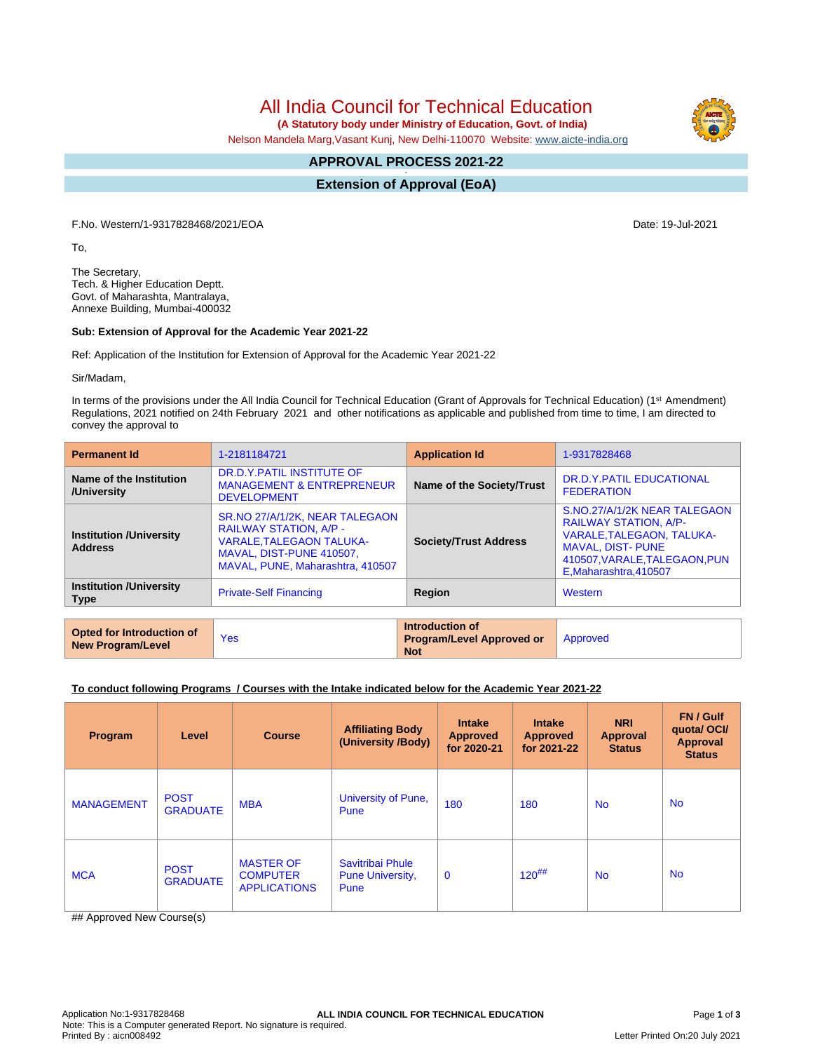# All India Council for Technical Education

**(A Statutory body under Ministry of Education, Govt. of India)**

Nelson Mandela Marg,Vasant Kunj, New Delhi-110070 Website: www.aicte-india.org

## APPROVAL PROCESS 2021-22

## Extension of Approval (EoA)

F.No. Western/1-9317828468/2021/EOA

Date: 19-Jul-2021

To,

The Secretary,
Tech. & Higher Education Deptt.
Govt. of Maharashta, Mantralaya,
Annexe Building, Mumbai-400032

**Sub: Extension of Approval for the Academic Year 2021-22**

Ref: Application of the Institution for Extension of Approval for the Academic Year 2021-22

Sir/Madam,

In terms of the provisions under the All India Council for Technical Education (Grant of Approvals for Technical Education) (1st Amendment) Regulations, 2021 notified on 24th February 2021 and other notifications as applicable and published from time to time, I am directed to convey the approval to

| **Permanent Id** | 1-2181184721 | **Application Id** | 1-9317828468 |
|---|---|---|---|
| **Name of the Institution /University** | DR.D.Y.PATIL INSTITUTE OF MANAGEMENT & ENTREPRENEUR DEVELOPMENT | **Name of the Society/Trust** | DR.D.Y.PATIL EDUCATIONAL FEDERATION |
| **Institution /University Address** | SR.NO 27/A/1/2K, NEAR TALEGAON RAILWAY STATION, A/P - VARALE,TALEGAON TALUKA-MAVAL, DIST-PUNE 410507, MAVAL, PUNE, Maharashtra, 410507 | **Society/Trust Address** | S.NO.27/A/1/2K NEAR TALEGAON RAILWAY STATION, A/P-VARALE,TALEGAON, TALUKA-MAVAL, DIST- PUNE 410507,VARALE,TALEGAON,PUNE,Maharashtra,410507 |
| **Institution /University Type** | Private-Self Financing | **Region** | Western |

| **Opted for Introduction of New Program/Level** | Yes | **Introduction of Program/Level Approved or Not** | Approved |
|---|---|---|---|

**To conduct following Programs / Courses with the Intake indicated below for the Academic Year 2021-22**

| Program | Level | Course | Affiliating Body (University /Body) | Intake Approved for 2020-21 | Intake Approved for 2021-22 | NRI Approval Status | FN / Gulf quota/ OCI/ Approval Status |
|---|---|---|---|---|---|---|---|
| MANAGEMENT | POST GRADUATE | MBA | University of Pune, Pune | 180 | 180 | No | No |
| MCA | POST GRADUATE | MASTER OF COMPUTER APPLICATIONS | Savitribai Phule Pune University, Pune | 0 | 120## | No | No |

## Approved New Course(s)

Application No:1-9317828468
Note: This is a Computer generated Report. No signature is required.
Printed By : aicn008492

Letter Printed On:20 July 2021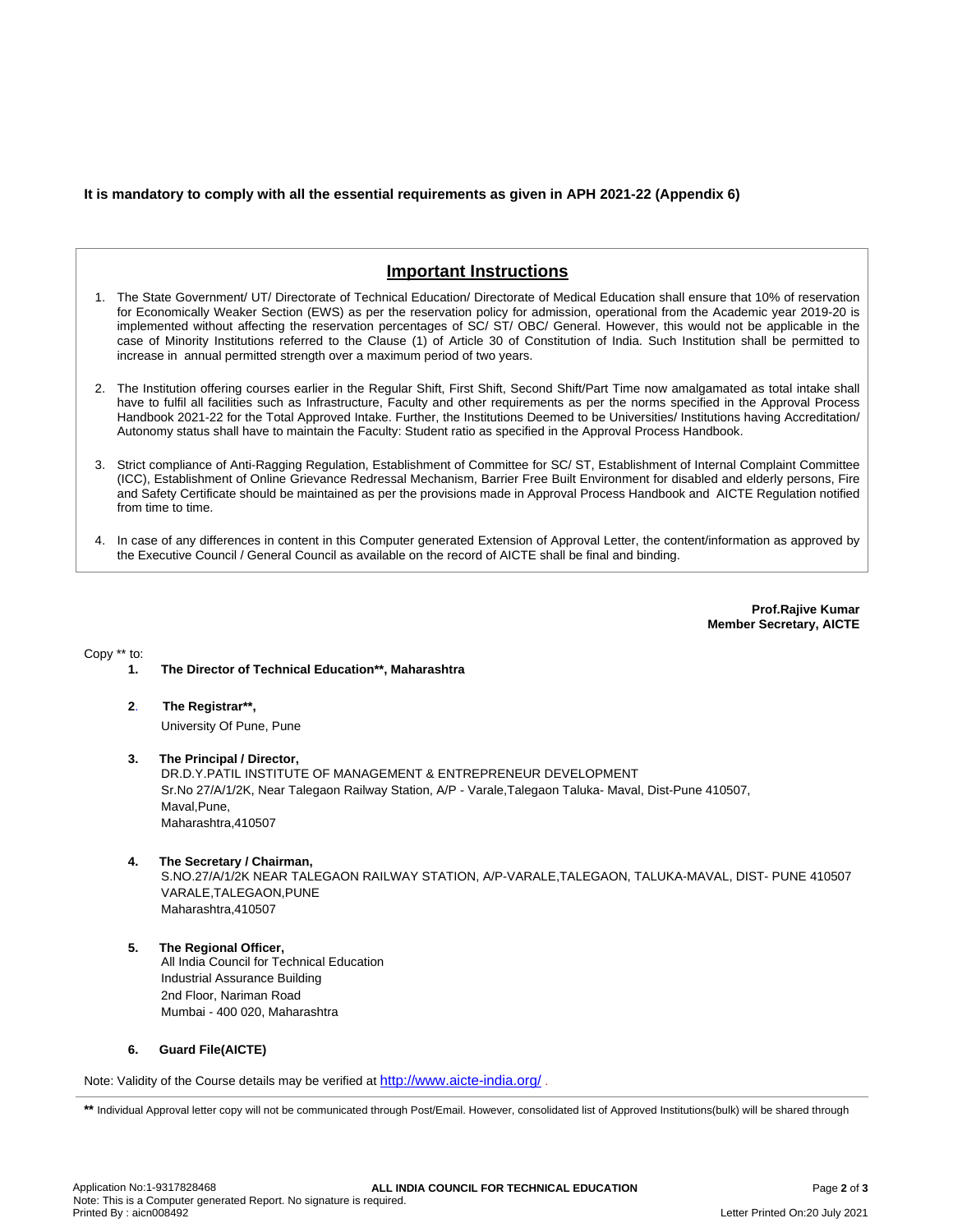**It is mandatory to comply with all the essential requirements as given in APH 2021-22 (Appendix 6)**

## Important Instructions

1. The State Government/ UT/ Directorate of Technical Education/ Directorate of Medical Education shall ensure that 10% of reservation for Economically Weaker Section (EWS) as per the reservation policy for admission, operational from the Academic year 2019-20 is implemented without affecting the reservation percentages of SC/ ST/ OBC/ General. However, this would not be applicable in the case of Minority Institutions referred to the Clause (1) of Article 30 of Constitution of India. Such Institution shall be permitted to increase in annual permitted strength over a maximum period of two years.

2. The Institution offering courses earlier in the Regular Shift, First Shift, Second Shift/Part Time now amalgamated as total intake shall have to fulfil all facilities such as Infrastructure, Faculty and other requirements as per the norms specified in the Approval Process Handbook 2021-22 for the Total Approved Intake. Further, the Institutions Deemed to be Universities/ Institutions having Accreditation/ Autonomy status shall have to maintain the Faculty: Student ratio as specified in the Approval Process Handbook.

3. Strict compliance of Anti-Ragging Regulation, Establishment of Committee for SC/ ST, Establishment of Internal Complaint Committee (ICC), Establishment of Online Grievance Redressal Mechanism, Barrier Free Built Environment for disabled and elderly persons, Fire and Safety Certificate should be maintained as per the provisions made in Approval Process Handbook and AICTE Regulation notified from time to time.

4. In case of any differences in content in this Computer generated Extension of Approval Letter, the content/information as approved by the Executive Council / General Council as available on the record of AICTE shall be final and binding.

**Prof.Rajive Kumar**
**Member Secretary, AICTE**

Copy ** to:

1. **The Director of Technical Education**, Maharashtra**

2. **The Registrar**,**
   University Of Pune, Pune

3. **The Principal / Director,**
   DR.D.Y.PATIL INSTITUTE OF MANAGEMENT & ENTREPRENEUR DEVELOPMENT
   Sr.No 27/A/1/2K, Near Talegaon Railway Station, A/P - Varale,Talegaon Taluka- Maval, Dist-Pune 410507,
   Maval,Pune,
   Maharashtra,410507

4. **The Secretary / Chairman,**
   S.NO.27/A/1/2K NEAR TALEGAON RAILWAY STATION, A/P-VARALE,TALEGAON, TALUKA-MAVAL, DIST- PUNE 410507
   VARALE,TALEGAON,PUNE
   Maharashtra,410507

5. **The Regional Officer,**
   All India Council for Technical Education
   Industrial Assurance Building
   2nd Floor, Nariman Road
   Mumbai - 400 020, Maharashtra

6. **Guard File(AICTE)**

Note: Validity of the Course details may be verified at http://www.aicte-india.org/ .

**\*\*** Individual Approval letter copy will not be communicated through Post/Email. However, consolidated list of Approved Institutions(bulk) will be shared through

Application No:1-9317828468
Note: This is a Computer generated Report. No signature is required.
Printed By : aicn008492
Letter Printed On:20 July 2021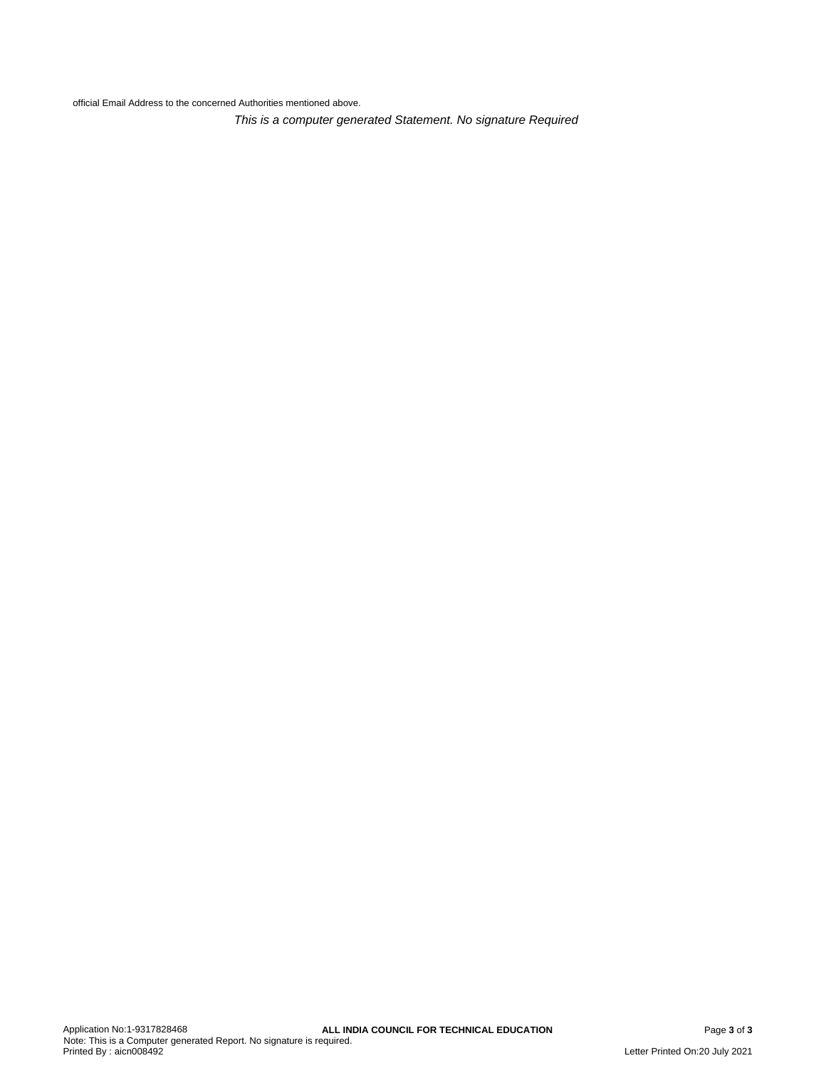official Email Address to the concerned Authorities mentioned above.

*This is a computer generated Statement. No signature Required*